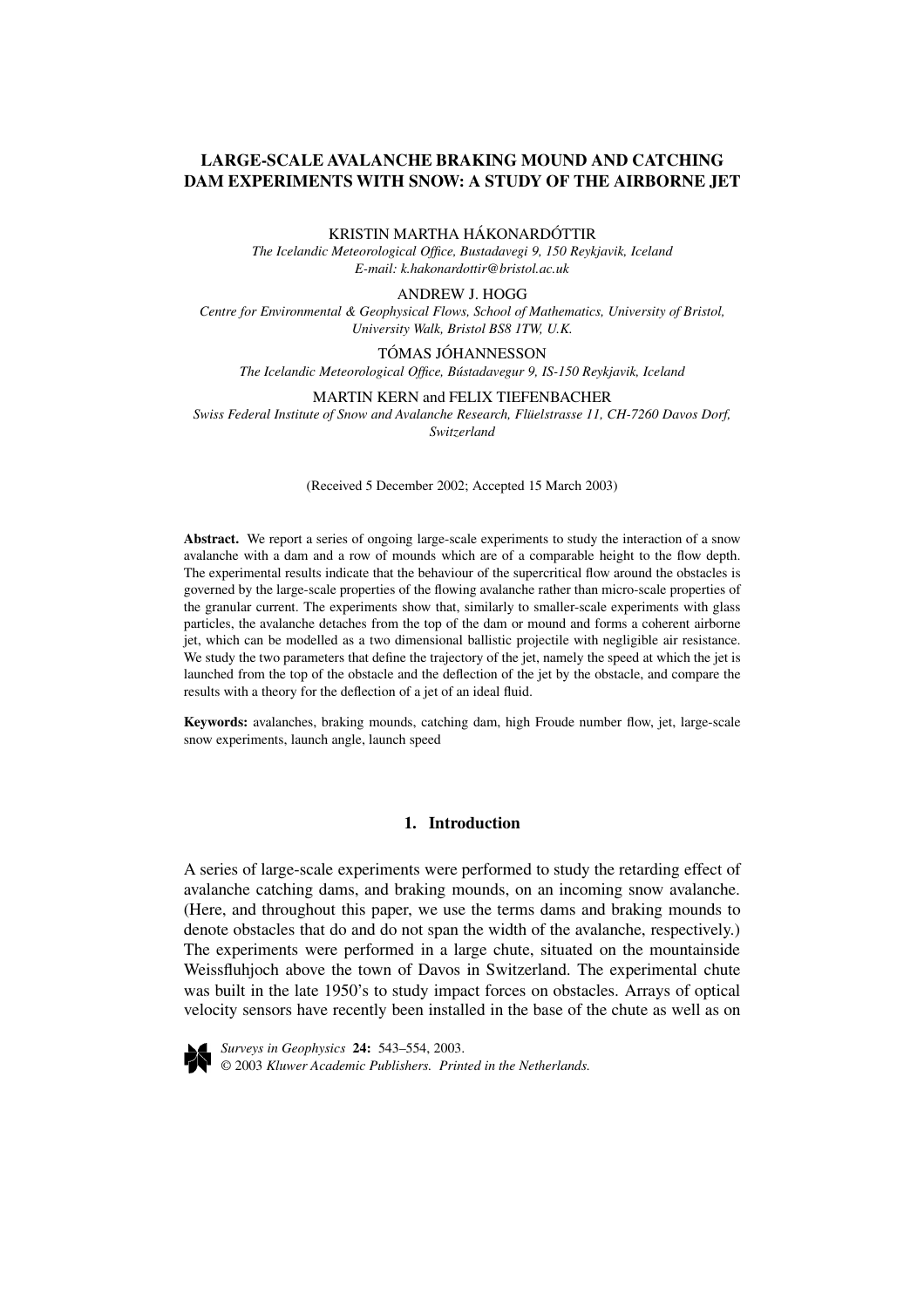# LARGE-SCALE AVALANCHE BRAKING MOUND AND CATCHING DAM EXPERIMENTS WITH SNOW: A STUDY OF THE AIRBORNE JET

KRISTIN MARTHA HÁKONARDÓTTIR

*The Icelandic Meteorological Office, Bustadavegi 9, 150 Reykjavik, Iceland*
*E-mail: k.hakonardottir@bristol.ac.uk*

ANDREW J. HOGG

*Centre for Environmental & Geophysical Flows, School of Mathematics, University of Bristol, University Walk, Bristol BS8 1TW, U.K.*

TÓMAS JÓHANNESSON

*The Icelandic Meteorological Office, Bústadavegur 9, IS-150 Reykjavik, Iceland*

MARTIN KERN and FELIX TIEFENBACHER

*Swiss Federal Institute of Snow and Avalanche Research, Flüelstrasse 11, CH-7260 Davos Dorf, Switzerland*

(Received 5 December 2002; Accepted 15 March 2003)

**Abstract.** We report a series of ongoing large-scale experiments to study the interaction of a snow avalanche with a dam and a row of mounds which are of a comparable height to the flow depth. The experimental results indicate that the behaviour of the supercritical flow around the obstacles is governed by the large-scale properties of the flowing avalanche rather than micro-scale properties of the granular current. The experiments show that, similarly to smaller-scale experiments with glass particles, the avalanche detaches from the top of the dam or mound and forms a coherent airborne jet, which can be modelled as a two dimensional ballistic projectile with negligible air resistance. We study the two parameters that define the trajectory of the jet, namely the speed at which the jet is launched from the top of the obstacle and the deflection of the jet by the obstacle, and compare the results with a theory for the deflection of a jet of an ideal fluid.

**Keywords:** avalanches, braking mounds, catching dam, high Froude number flow, jet, large-scale snow experiments, launch angle, launch speed

## 1. Introduction

A series of large-scale experiments were performed to study the retarding effect of avalanche catching dams, and braking mounds, on an incoming snow avalanche. (Here, and throughout this paper, we use the terms dams and braking mounds to denote obstacles that do and do not span the width of the avalanche, respectively.) The experiments were performed in a large chute, situated on the mountainside Weissfluhjoch above the town of Davos in Switzerland. The experimental chute was built in the late 1950's to study impact forces on obstacles. Arrays of optical velocity sensors have recently been installed in the base of the chute as well as on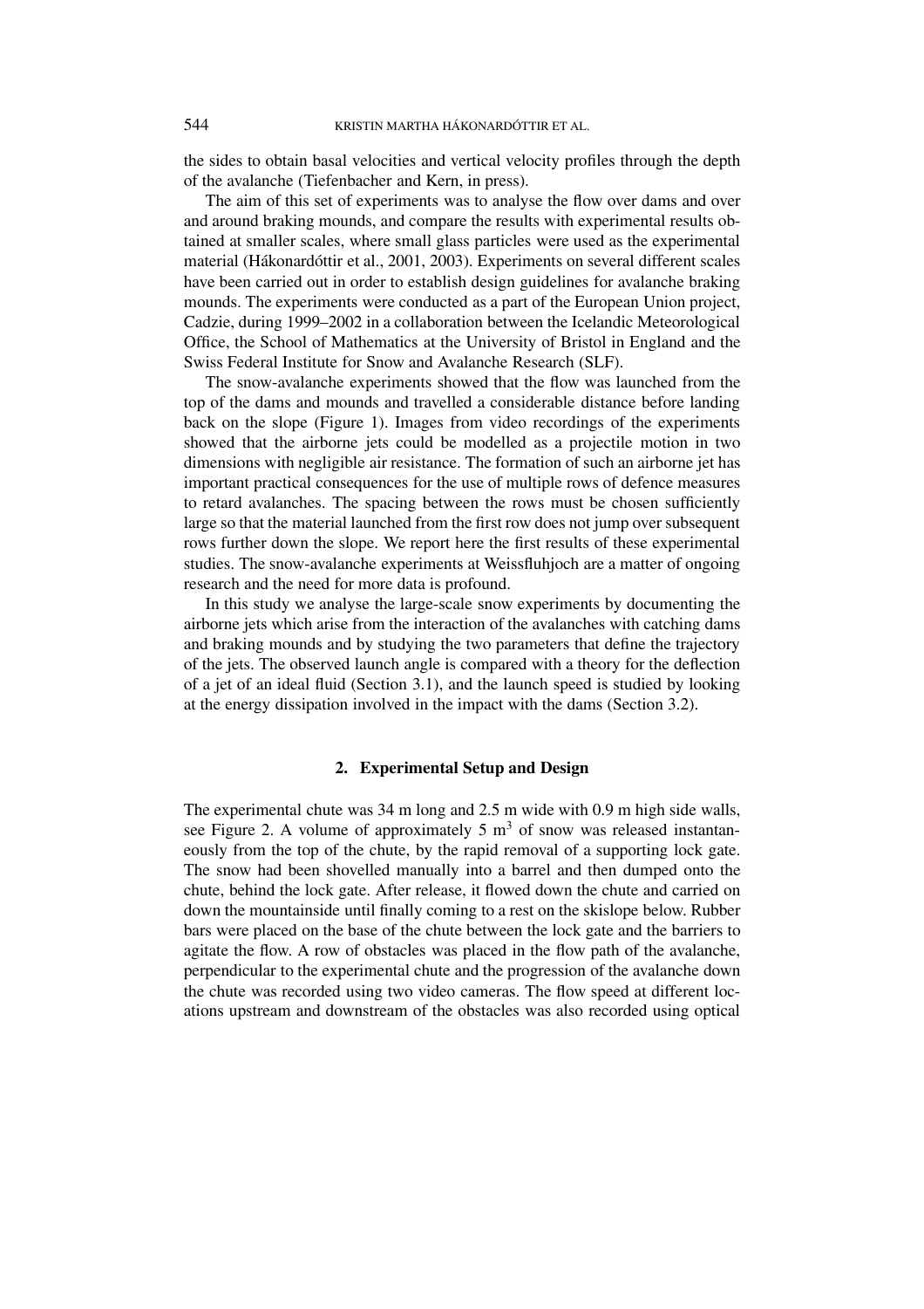the sides to obtain basal velocities and vertical velocity profiles through the depth of the avalanche (Tiefenbacher and Kern, in press).

The aim of this set of experiments was to analyse the flow over dams and over and around braking mounds, and compare the results with experimental results obtained at smaller scales, where small glass particles were used as the experimental material (Hákonardóttir et al., 2001, 2003). Experiments on several different scales have been carried out in order to establish design guidelines for avalanche braking mounds. The experiments were conducted as a part of the European Union project, Cadzie, during 1999–2002 in a collaboration between the Icelandic Meteorological Office, the School of Mathematics at the University of Bristol in England and the Swiss Federal Institute for Snow and Avalanche Research (SLF).

The snow-avalanche experiments showed that the flow was launched from the top of the dams and mounds and travelled a considerable distance before landing back on the slope (Figure 1). Images from video recordings of the experiments showed that the airborne jets could be modelled as a projectile motion in two dimensions with negligible air resistance. The formation of such an airborne jet has important practical consequences for the use of multiple rows of defence measures to retard avalanches. The spacing between the rows must be chosen sufficiently large so that the material launched from the first row does not jump over subsequent rows further down the slope. We report here the first results of these experimental studies. The snow-avalanche experiments at Weissfluhjoch are a matter of ongoing research and the need for more data is profound.

In this study we analyse the large-scale snow experiments by documenting the airborne jets which arise from the interaction of the avalanches with catching dams and braking mounds and by studying the two parameters that define the trajectory of the jets. The observed launch angle is compared with a theory for the deflection of a jet of an ideal fluid (Section 3.1), and the launch speed is studied by looking at the energy dissipation involved in the impact with the dams (Section 3.2).

## 2. Experimental Setup and Design

The experimental chute was 34 m long and 2.5 m wide with 0.9 m high side walls, see Figure 2. A volume of approximately 5 $m^3$ of snow was released instantaneously from the top of the chute, by the rapid removal of a supporting lock gate. The snow had been shovelled manually into a barrel and then dumped onto the chute, behind the lock gate. After release, it flowed down the chute and carried on down the mountainside until finally coming to a rest on the skislope below. Rubber bars were placed on the base of the chute between the lock gate and the barriers to agitate the flow. A row of obstacles was placed in the flow path of the avalanche, perpendicular to the experimental chute and the progression of the avalanche down the chute was recorded using two video cameras. The flow speed at different locations upstream and downstream of the obstacles was also recorded using optical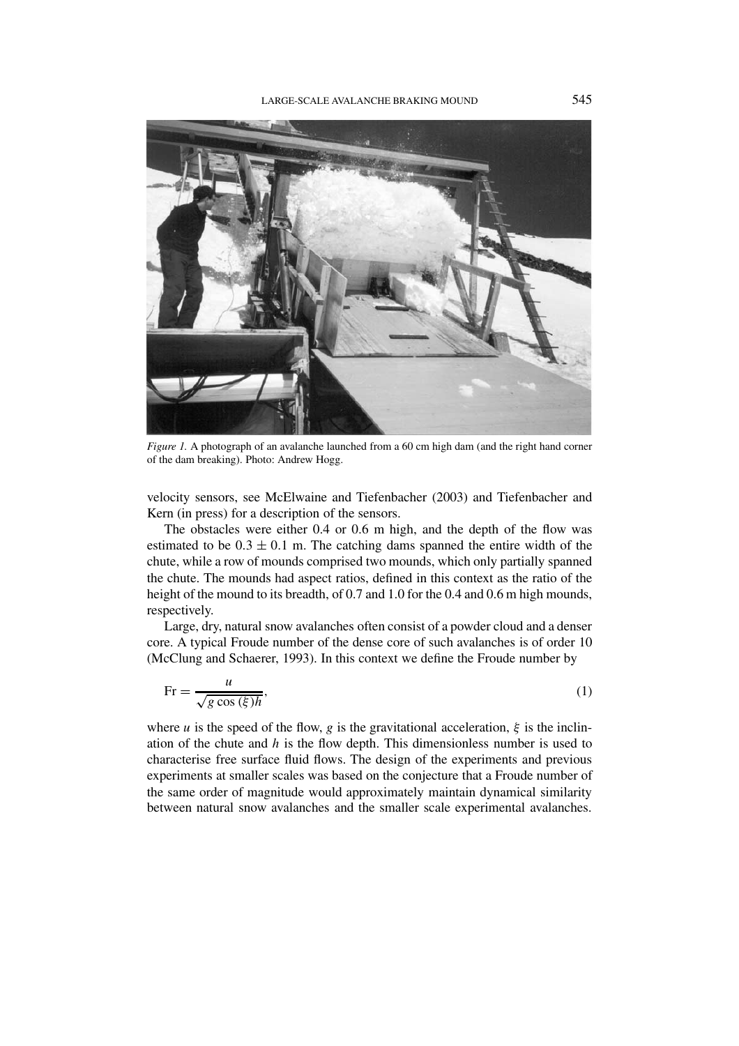*Figure 1.* A photograph of an avalanche launched from a 60 cm high dam (and the right hand corner of the dam breaking). Photo: Andrew Hogg.

velocity sensors, see McElwaine and Tiefenbacher (2003) and Tiefenbacher and Kern (in press) for a description of the sensors.

The obstacles were either 0.4 or 0.6 m high, and the depth of the flow was estimated to be $0.3 \pm 0.1$ m. The catching dams spanned the entire width of the chute, while a row of mounds comprised two mounds, which only partially spanned the chute. The mounds had aspect ratios, defined in this context as the ratio of the height of the mound to its breadth, of 0.7 and 1.0 for the 0.4 and 0.6 m high mounds, respectively.

Large, dry, natural snow avalanches often consist of a powder cloud and a denser core. A typical Froude number of the dense core of such avalanches is of order 10 (McClung and Schaerer, 1993). In this context we define the Froude number by

$$\mathrm{Fr} = \frac{u}{\sqrt{g \cos(\xi) h}}, \tag{1}$$

where $u$ is the speed of the flow, $g$ is the gravitational acceleration, $\xi$ is the inclination of the chute and $h$ is the flow depth. This dimensionless number is used to characterise free surface fluid flows. The design of the experiments and previous experiments at smaller scales was based on the conjecture that a Froude number of the same order of magnitude would approximately maintain dynamical similarity between natural snow avalanches and the smaller scale experimental avalanches.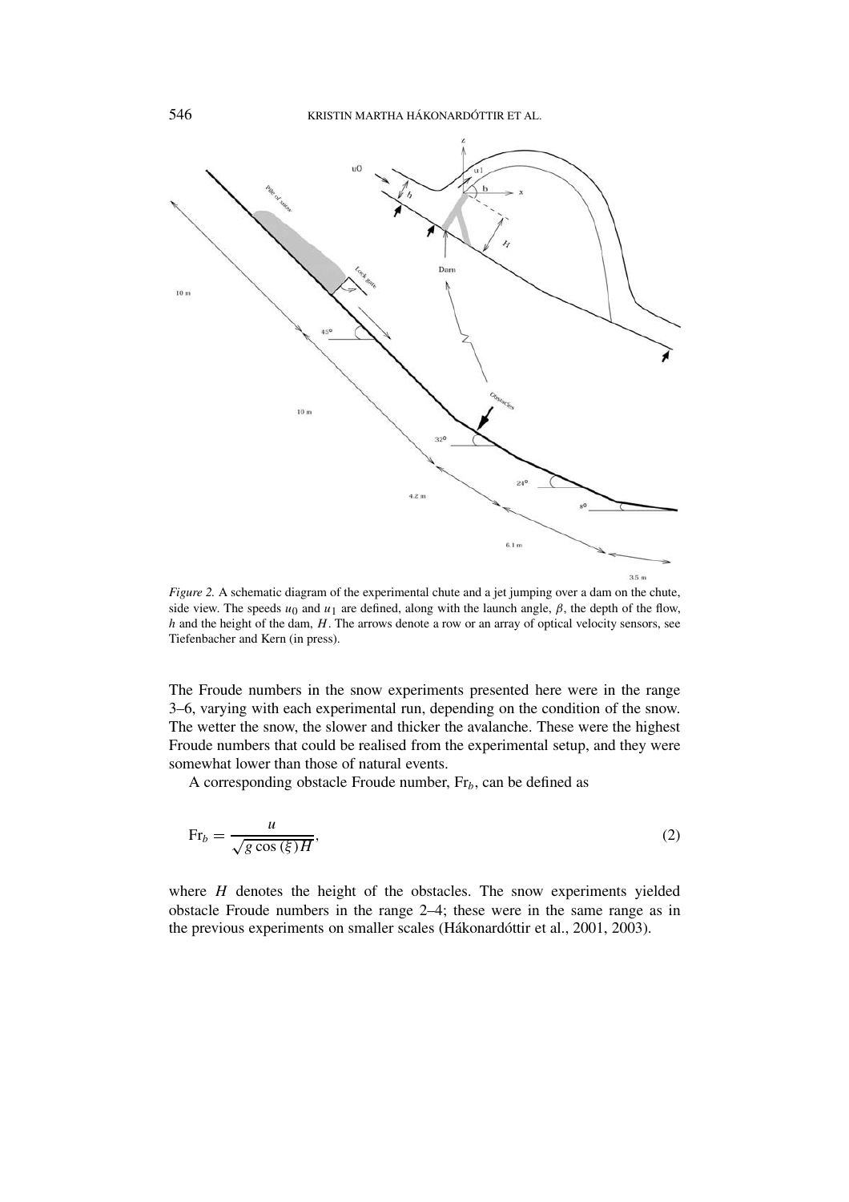*Figure 2.* A schematic diagram of the experimental chute and a jet jumping over a dam on the chute, side view. The speeds $u_0$ and $u_1$ are defined, along with the launch angle, $\beta$, the depth of the flow, $h$ and the height of the dam, $H$. The arrows denote a row or an array of optical velocity sensors, see Tiefenbacher and Kern (in press).

The Froude numbers in the snow experiments presented here were in the range 3–6, varying with each experimental run, depending on the condition of the snow. The wetter the snow, the slower and thicker the avalanche. These were the highest Froude numbers that could be realised from the experimental setup, and they were somewhat lower than those of natural events.

A corresponding obstacle Froude number, $\mathrm{Fr}_b$, can be defined as

$$\mathrm{Fr}_b = \frac{u}{\sqrt{g \cos(\xi) H}}, \tag{2}$$

where $H$ denotes the height of the obstacles. The snow experiments yielded obstacle Froude numbers in the range 2–4; these were in the same range as in the previous experiments on smaller scales (Hákonardóttir et al., 2001, 2003).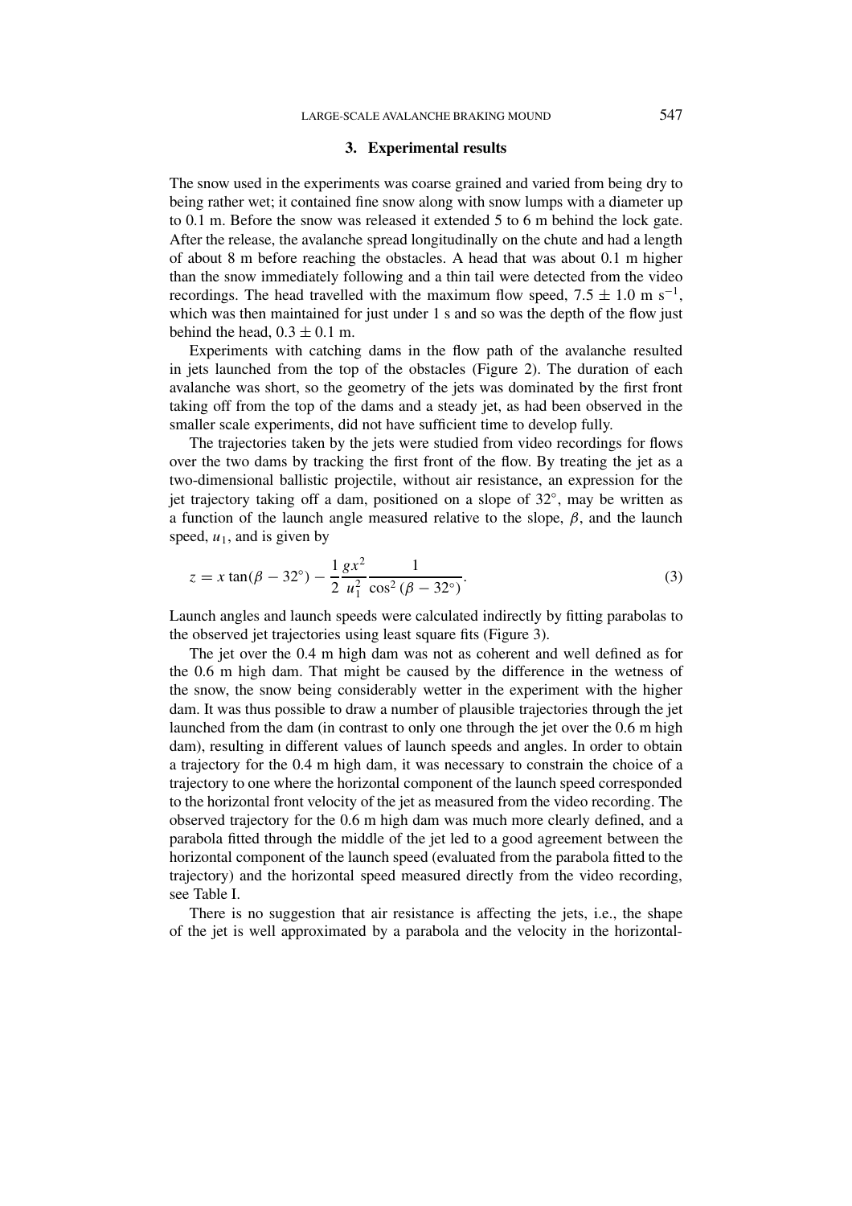### 3. Experimental results

The snow used in the experiments was coarse grained and varied from being dry to being rather wet; it contained fine snow along with snow lumps with a diameter up to 0.1 m. Before the snow was released it extended 5 to 6 m behind the lock gate. After the release, the avalanche spread longitudinally on the chute and had a length of about 8 m before reaching the obstacles. A head that was about 0.1 m higher than the snow immediately following and a thin tail were detected from the video recordings. The head travelled with the maximum flow speed, $7.5 \pm 1.0$ m s$^{-1}$, which was then maintained for just under 1 s and so was the depth of the flow just behind the head, $0.3 \pm 0.1$ m.

Experiments with catching dams in the flow path of the avalanche resulted in jets launched from the top of the obstacles (Figure 2). The duration of each avalanche was short, so the geometry of the jets was dominated by the first front taking off from the top of the dams and a steady jet, as had been observed in the smaller scale experiments, did not have sufficient time to develop fully.

The trajectories taken by the jets were studied from video recordings for flows over the two dams by tracking the first front of the flow. By treating the jet as a two-dimensional ballistic projectile, without air resistance, an expression for the jet trajectory taking off a dam, positioned on a slope of 32°, may be written as a function of the launch angle measured relative to the slope, $\beta$, and the launch speed, $u_1$, and is given by

$$z = x \tan(\beta - 32^\circ) - \frac{1}{2}\frac{gx^2}{u_1^2}\frac{1}{\cos^2(\beta - 32^\circ)}. \tag{3}$$

Launch angles and launch speeds were calculated indirectly by fitting parabolas to the observed jet trajectories using least square fits (Figure 3).

The jet over the 0.4 m high dam was not as coherent and well defined as for the 0.6 m high dam. That might be caused by the difference in the wetness of the snow, the snow being considerably wetter in the experiment with the higher dam. It was thus possible to draw a number of plausible trajectories through the jet launched from the dam (in contrast to only one through the jet over the 0.6 m high dam), resulting in different values of launch speeds and angles. In order to obtain a trajectory for the 0.4 m high dam, it was necessary to constrain the choice of a trajectory to one where the horizontal component of the launch speed corresponded to the horizontal front velocity of the jet as measured from the video recording. The observed trajectory for the 0.6 m high dam was much more clearly defined, and a parabola fitted through the middle of the jet led to a good agreement between the horizontal component of the launch speed (evaluated from the parabola fitted to the trajectory) and the horizontal speed measured directly from the video recording, see Table I.

There is no suggestion that air resistance is affecting the jets, i.e., the shape of the jet is well approximated by a parabola and the velocity in the horizontal-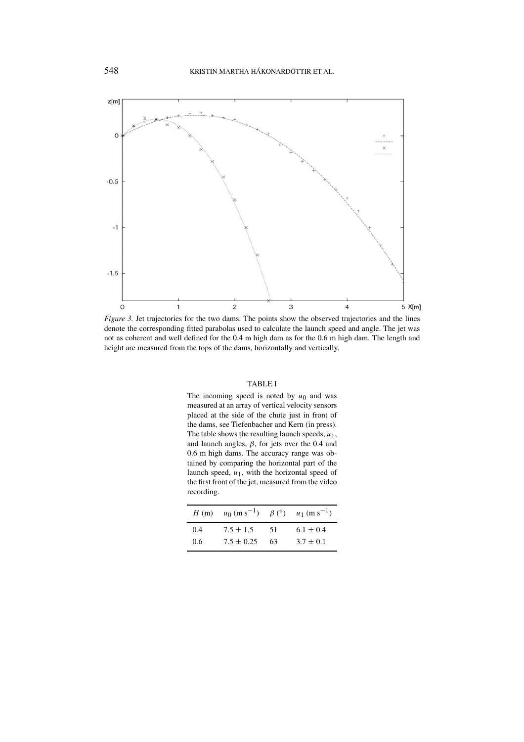*Figure 3.* Jet trajectories for the two dams. The points show the observed trajectories and the lines denote the corresponding fitted parabolas used to calculate the launch speed and angle. The jet was not as coherent and well defined for the 0.4 m high dam as for the 0.6 m high dam. The length and height are measured from the tops of the dams, horizontally and vertically.

TABLE I

The incoming speed is noted by $u_0$ and was measured at an array of vertical velocity sensors placed at the side of the chute just in front of the dams, see Tiefenbacher and Kern (in press). The table shows the resulting launch speeds, $u_1$, and launch angles, $\beta$, for jets over the 0.4 and 0.6 m high dams. The accuracy range was obtained by comparing the horizontal part of the launch speed, $u_1$, with the horizontal speed of the first front of the jet, measured from the video recording.

| $H$ (m) | $u_0$ (m s$^{-1}$) | $\beta$ (°) | $u_1$ (m s$^{-1}$) |
|---|---|---|---|
| 0.4 | $7.5 \pm 1.5$ | 51 | $6.1 \pm 0.4$ |
| 0.6 | $7.5 \pm 0.25$ | 63 | $3.7 \pm 0.1$ |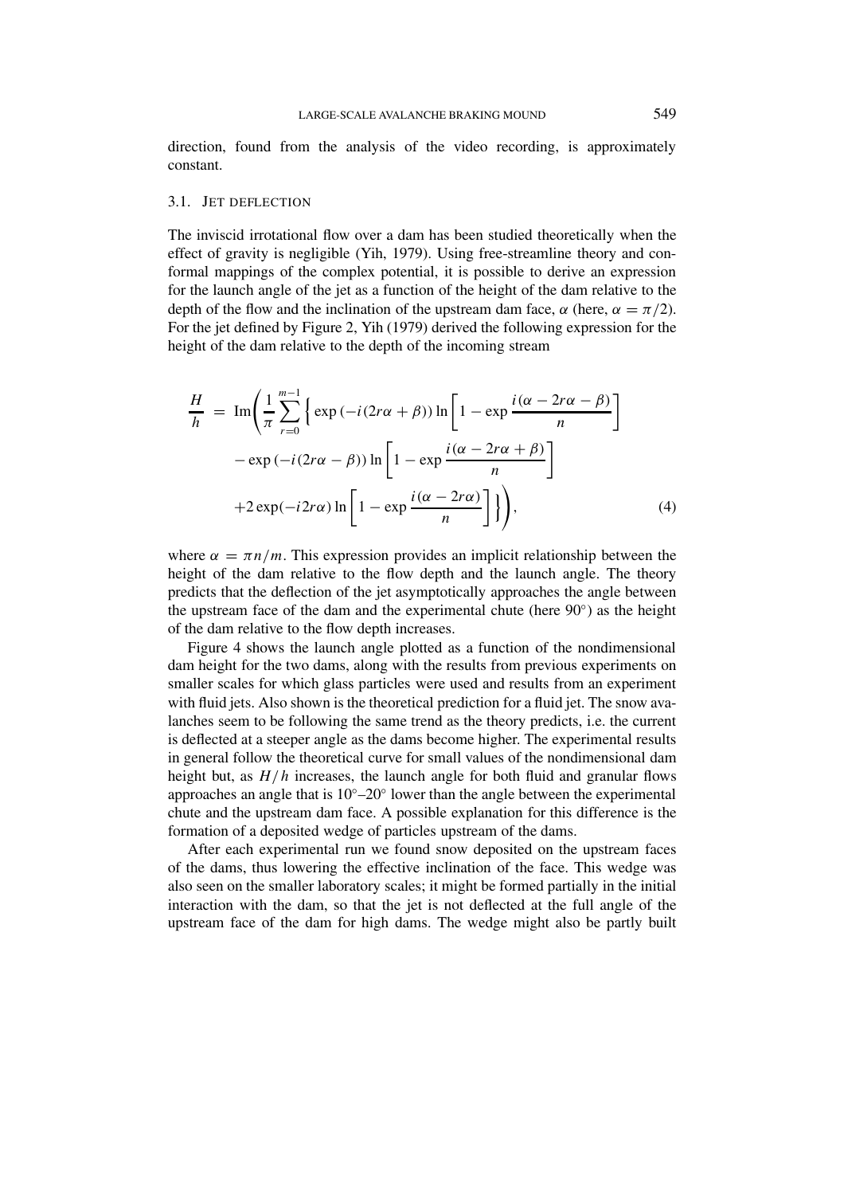direction, found from the analysis of the video recording, is approximately constant.

### 3.1. Jet Deflection

The inviscid irrotational flow over a dam has been studied theoretically when the effect of gravity is negligible (Yih, 1979). Using free-streamline theory and conformal mappings of the complex potential, it is possible to derive an expression for the launch angle of the jet as a function of the height of the dam relative to the depth of the flow and the inclination of the upstream dam face, $\alpha$ (here, $\alpha = \pi/2$). For the jet defined by Figure 2, Yih (1979) derived the following expression for the height of the dam relative to the depth of the incoming stream

$$
\begin{aligned}
\frac{H}{h} = \operatorname{Im}\Bigg( \frac{1}{\pi} \sum_{r=0}^{m-1} \Bigg\{ & \exp\left(-i(2r\alpha + \beta)\right) \ln\left[ 1 - \exp\frac{i(\alpha - 2r\alpha - \beta)}{n} \right] \\
& - \exp\left(-i(2r\alpha - \beta)\right) \ln\left[ 1 - \exp\frac{i(\alpha - 2r\alpha + \beta)}{n} \right] \\
& + 2\exp(-i2r\alpha) \ln\left[ 1 - \exp\frac{i(\alpha - 2r\alpha)}{n} \right] \Bigg\} \Bigg),
\end{aligned}
\tag{4}
$$

where $\alpha = \pi n/m$. This expression provides an implicit relationship between the height of the dam relative to the flow depth and the launch angle. The theory predicts that the deflection of the jet asymptotically approaches the angle between the upstream face of the dam and the experimental chute (here $90^\circ$) as the height of the dam relative to the flow depth increases.

Figure 4 shows the launch angle plotted as a function of the nondimensional dam height for the two dams, along with the results from previous experiments on smaller scales for which glass particles were used and results from an experiment with fluid jets. Also shown is the theoretical prediction for a fluid jet. The snow avalanches seem to be following the same trend as the theory predicts, i.e. the current is deflected at a steeper angle as the dams become higher. The experimental results in general follow the theoretical curve for small values of the nondimensional dam height but, as $H/h$ increases, the launch angle for both fluid and granular flows approaches an angle that is $10^\circ$–$20^\circ$ lower than the angle between the experimental chute and the upstream dam face. A possible explanation for this difference is the formation of a deposited wedge of particles upstream of the dams.

After each experimental run we found snow deposited on the upstream faces of the dams, thus lowering the effective inclination of the face. This wedge was also seen on the smaller laboratory scales; it might be formed partially in the initial interaction with the dam, so that the jet is not deflected at the full angle of the upstream face of the dam for high dams. The wedge might also be partly built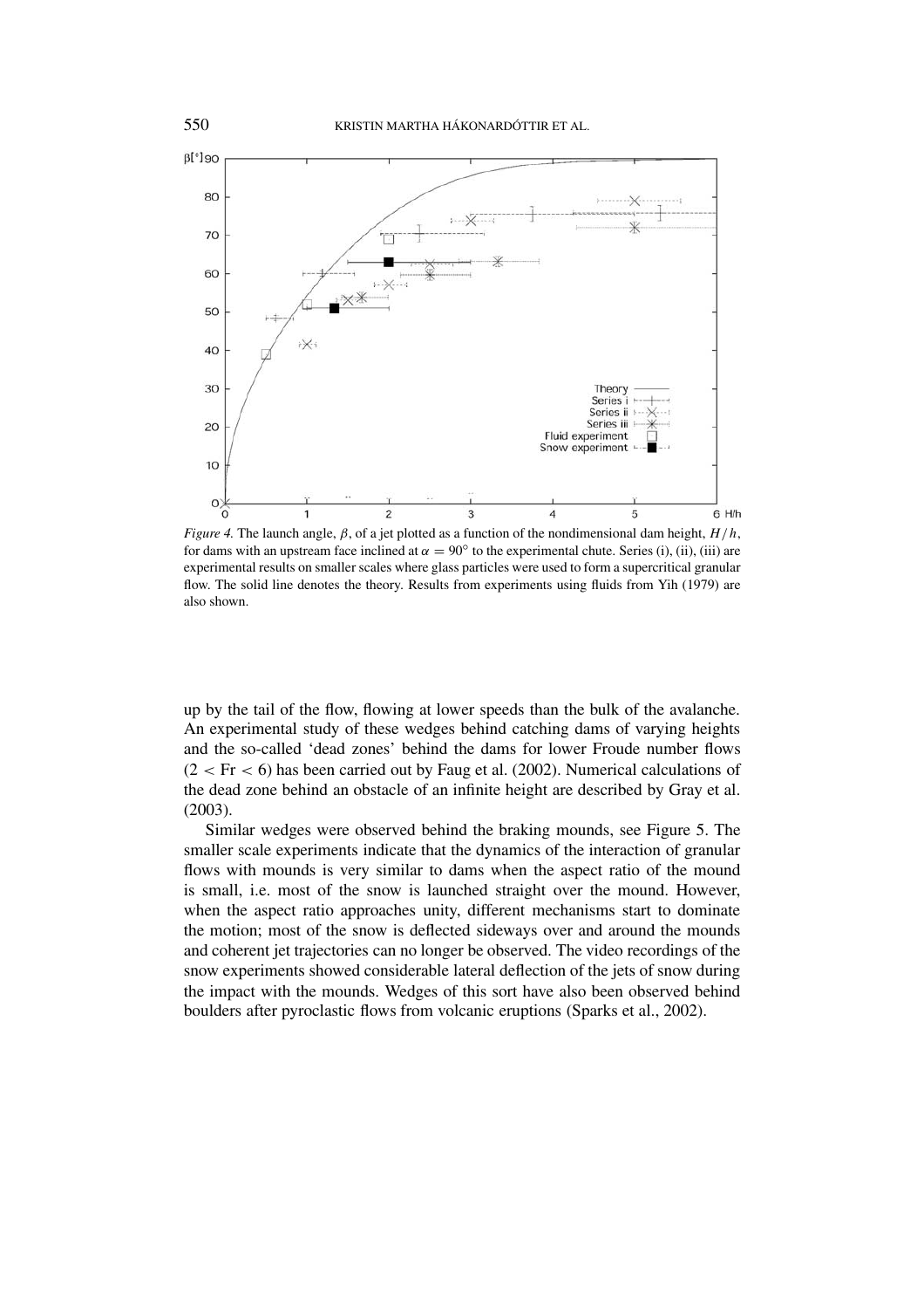*Figure 4.* The launch angle, $\beta$, of a jet plotted as a function of the nondimensional dam height, $H/h$, for dams with an upstream face inclined at $\alpha = 90°$ to the experimental chute. Series (i), (ii), (iii) are experimental results on smaller scales where glass particles were used to form a supercritical granular flow. The solid line denotes the theory. Results from experiments using fluids from Yih (1979) are also shown.

up by the tail of the flow, flowing at lower speeds than the bulk of the avalanche. An experimental study of these wedges behind catching dams of varying heights and the so-called 'dead zones' behind the dams for lower Froude number flows ($2 < \mathrm{Fr} < 6$) has been carried out by Faug et al. (2002). Numerical calculations of the dead zone behind an obstacle of an infinite height are described by Gray et al. (2003).

Similar wedges were observed behind the braking mounds, see Figure 5. The smaller scale experiments indicate that the dynamics of the interaction of granular flows with mounds is very similar to dams when the aspect ratio of the mound is small, i.e. most of the snow is launched straight over the mound. However, when the aspect ratio approaches unity, different mechanisms start to dominate the motion; most of the snow is deflected sideways over and around the mounds and coherent jet trajectories can no longer be observed. The video recordings of the snow experiments showed considerable lateral deflection of the jets of snow during the impact with the mounds. Wedges of this sort have also been observed behind boulders after pyroclastic flows from volcanic eruptions (Sparks et al., 2002).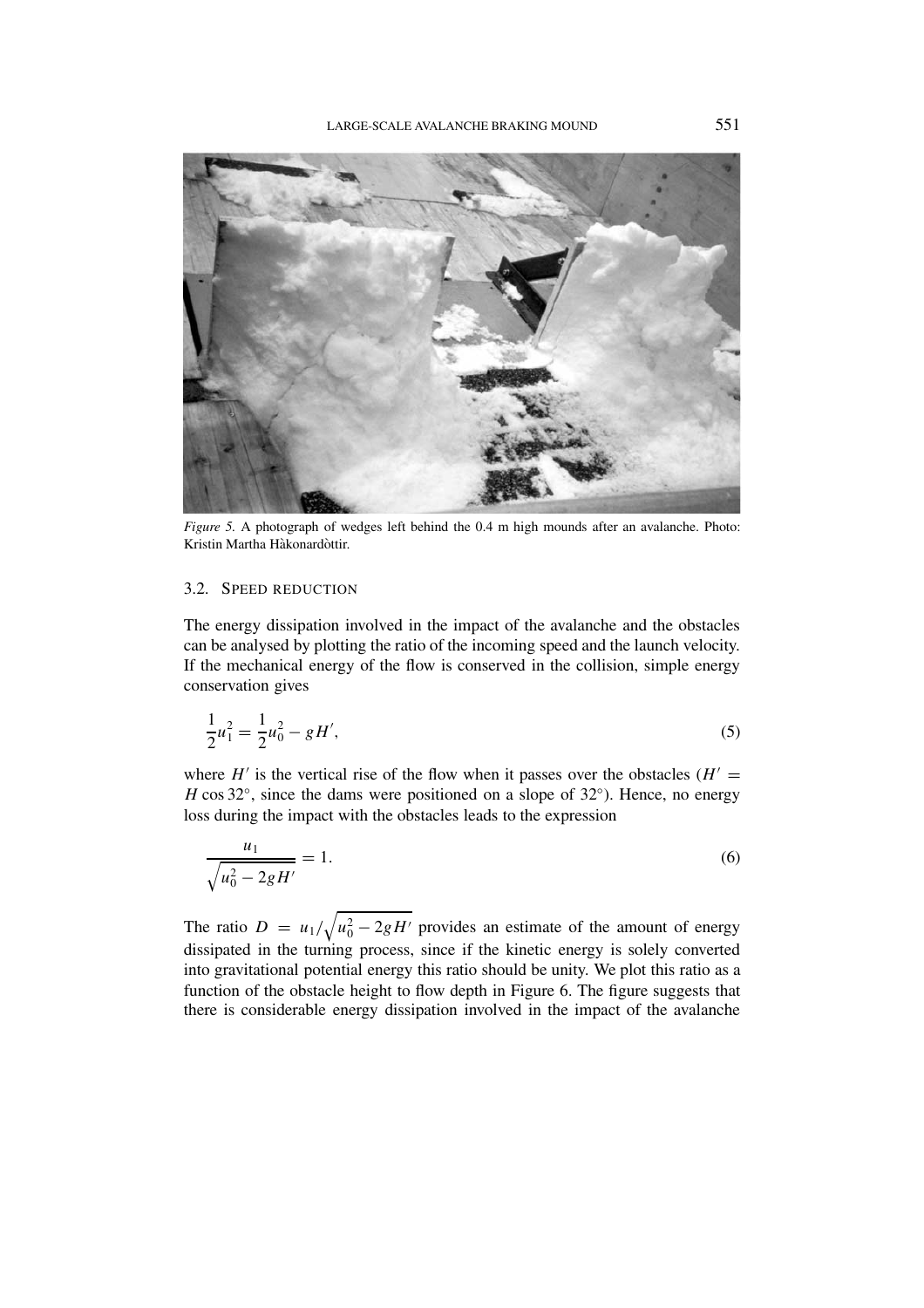*Figure 5.* A photograph of wedges left behind the 0.4 m high mounds after an avalanche. Photo: Kristin Martha Hàkonardòttir.

### 3.2. Speed Reduction

The energy dissipation involved in the impact of the avalanche and the obstacles can be analysed by plotting the ratio of the incoming speed and the launch velocity. If the mechanical energy of the flow is conserved in the collision, simple energy conservation gives

$$\frac{1}{2}u_1^2 = \frac{1}{2}u_0^2 - gH', \tag{5}$$

where $H'$ is the vertical rise of the flow when it passes over the obstacles ($H' = H \cos 32^\circ$, since the dams were positioned on a slope of $32^\circ$). Hence, no energy loss during the impact with the obstacles leads to the expression

$$\frac{u_1}{\sqrt{u_0^2 - 2gH'}} = 1. \tag{6}$$

The ratio $D = u_1/\sqrt{u_0^2 - 2gH'}$ provides an estimate of the amount of energy dissipated in the turning process, since if the kinetic energy is solely converted into gravitational potential energy this ratio should be unity. We plot this ratio as a function of the obstacle height to flow depth in Figure 6. The figure suggests that there is considerable energy dissipation involved in the impact of the avalanche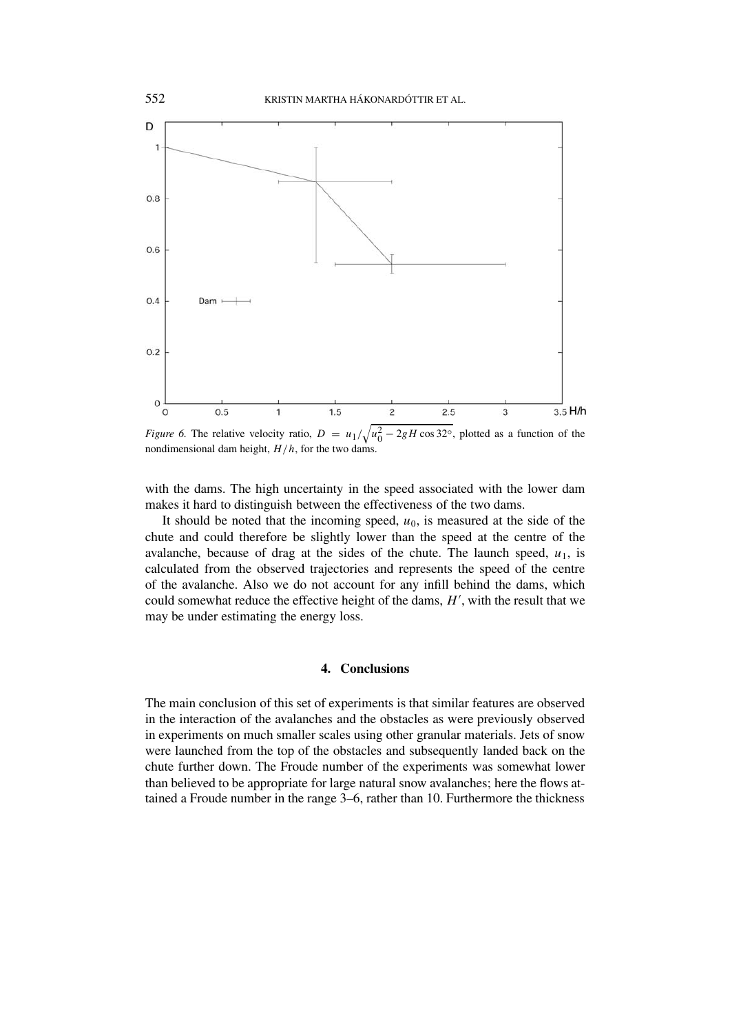*Figure 6.* The relative velocity ratio, $D = u_1/\sqrt{u_0^2 - 2gH\cos 32°}$, plotted as a function of the nondimensional dam height, $H/h$, for the two dams.

with the dams. The high uncertainty in the speed associated with the lower dam makes it hard to distinguish between the effectiveness of the two dams.

It should be noted that the incoming speed, $u_0$, is measured at the side of the chute and could therefore be slightly lower than the speed at the centre of the avalanche, because of drag at the sides of the chute. The launch speed, $u_1$, is calculated from the observed trajectories and represents the speed of the centre of the avalanche. Also we do not account for any infill behind the dams, which could somewhat reduce the effective height of the dams, $H'$, with the result that we may be under estimating the energy loss.

## 4. Conclusions

The main conclusion of this set of experiments is that similar features are observed in the interaction of the avalanches and the obstacles as were previously observed in experiments on much smaller scales using other granular materials. Jets of snow were launched from the top of the obstacles and subsequently landed back on the chute further down. The Froude number of the experiments was somewhat lower than believed to be appropriate for large natural snow avalanches; here the flows attained a Froude number in the range 3–6, rather than 10. Furthermore the thickness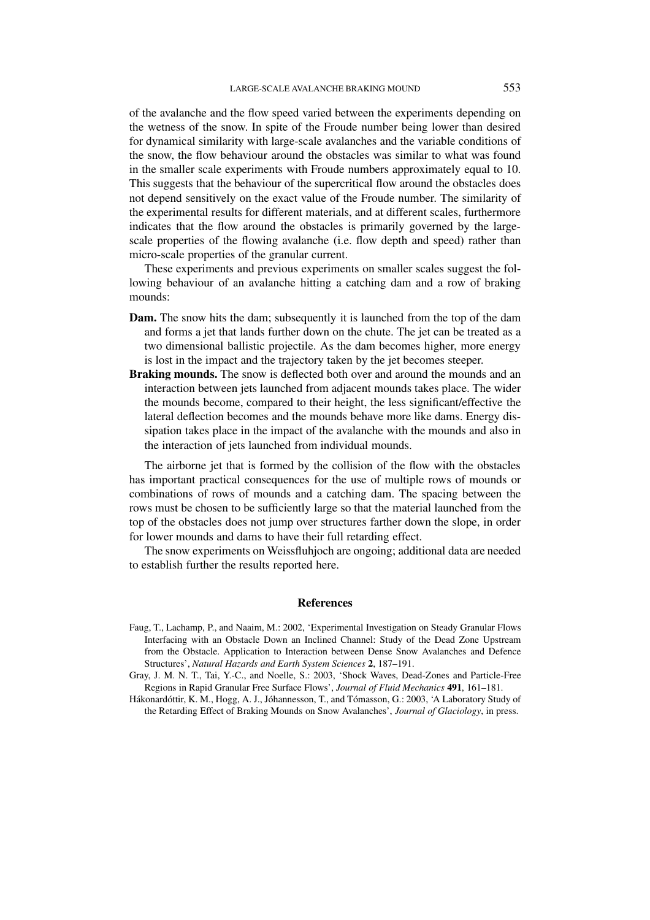of the avalanche and the flow speed varied between the experiments depending on the wetness of the snow. In spite of the Froude number being lower than desired for dynamical similarity with large-scale avalanches and the variable conditions of the snow, the flow behaviour around the obstacles was similar to what was found in the smaller scale experiments with Froude numbers approximately equal to 10. This suggests that the behaviour of the supercritical flow around the obstacles does not depend sensitively on the exact value of the Froude number. The similarity of the experimental results for different materials, and at different scales, furthermore indicates that the flow around the obstacles is primarily governed by the large-scale properties of the flowing avalanche (i.e. flow depth and speed) rather than micro-scale properties of the granular current.

These experiments and previous experiments on smaller scales suggest the following behaviour of an avalanche hitting a catching dam and a row of braking mounds:

**Dam.** The snow hits the dam; subsequently it is launched from the top of the dam and forms a jet that lands further down on the chute. The jet can be treated as a two dimensional ballistic projectile. As the dam becomes higher, more energy is lost in the impact and the trajectory taken by the jet becomes steeper.

**Braking mounds.** The snow is deflected both over and around the mounds and an interaction between jets launched from adjacent mounds takes place. The wider the mounds become, compared to their height, the less significant/effective the lateral deflection becomes and the mounds behave more like dams. Energy dissipation takes place in the impact of the avalanche with the mounds and also in the interaction of jets launched from individual mounds.

The airborne jet that is formed by the collision of the flow with the obstacles has important practical consequences for the use of multiple rows of mounds or combinations of rows of mounds and a catching dam. The spacing between the rows must be chosen to be sufficiently large so that the material launched from the top of the obstacles does not jump over structures farther down the slope, in order for lower mounds and dams to have their full retarding effect.

The snow experiments on Weissfluhjoch are ongoing; additional data are needed to establish further the results reported here.

## References

Faug, T., Lachamp, P., and Naaim, M.: 2002, 'Experimental Investigation on Steady Granular Flows Interfacing with an Obstacle Down an Inclined Channel: Study of the Dead Zone Upstream from the Obstacle. Application to Interaction between Dense Snow Avalanches and Defence Structures', *Natural Hazards and Earth System Sciences* **2**, 187–191.

Gray, J. M. N. T., Tai, Y.-C., and Noelle, S.: 2003, 'Shock Waves, Dead-Zones and Particle-Free Regions in Rapid Granular Free Surface Flows', *Journal of Fluid Mechanics* **491**, 161–181.

Hákonardóttir, K. M., Hogg, A. J., Jóhannesson, T., and Tómasson, G.: 2003, 'A Laboratory Study of the Retarding Effect of Braking Mounds on Snow Avalanches', *Journal of Glaciology*, in press.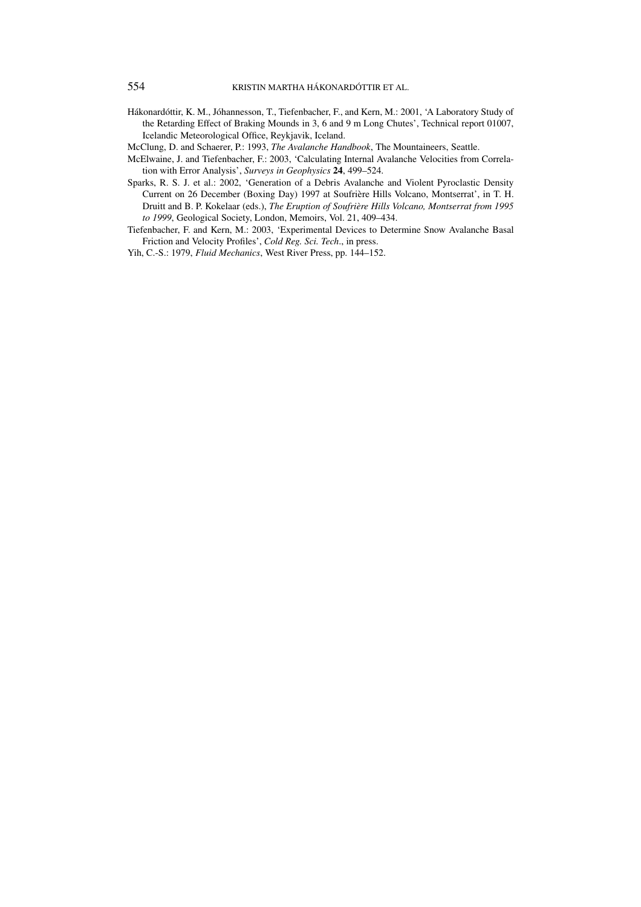Hákonardóttir, K. M., Jóhannesson, T., Tiefenbacher, F., and Kern, M.: 2001, 'A Laboratory Study of the Retarding Effect of Braking Mounds in 3, 6 and 9 m Long Chutes', Technical report 01007, Icelandic Meteorological Office, Reykjavik, Iceland.

McClung, D. and Schaerer, P.: 1993, *The Avalanche Handbook*, The Mountaineers, Seattle.

McElwaine, J. and Tiefenbacher, F.: 2003, 'Calculating Internal Avalanche Velocities from Correlation with Error Analysis', *Surveys in Geophysics* **24**, 499–524.

Sparks, R. S. J. et al.: 2002, 'Generation of a Debris Avalanche and Violent Pyroclastic Density Current on 26 December (Boxing Day) 1997 at Soufrière Hills Volcano, Montserrat', in T. H. Druitt and B. P. Kokelaar (eds.), *The Eruption of Soufrière Hills Volcano, Montserrat from 1995 to 1999*, Geological Society, London, Memoirs, Vol. 21, 409–434.

Tiefenbacher, F. and Kern, M.: 2003, 'Experimental Devices to Determine Snow Avalanche Basal Friction and Velocity Profiles', *Cold Reg. Sci. Tech.*, in press.

Yih, C.-S.: 1979, *Fluid Mechanics*, West River Press, pp. 144–152.